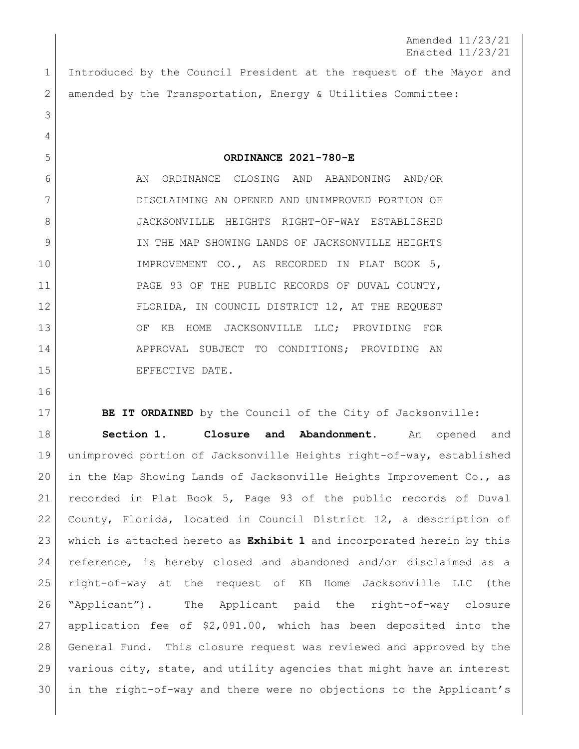Amended 11/23/21
Enacted 11/23/21

Introduced by the Council President at the request of the Mayor and amended by the Transportation, Energy & Utilities Committee:

**ORDINANCE 2021-780-E**

AN ORDINANCE CLOSING AND ABANDONING AND/OR DISCLAIMING AN OPENED AND UNIMPROVED PORTION OF JACKSONVILLE HEIGHTS RIGHT-OF-WAY ESTABLISHED IN THE MAP SHOWING LANDS OF JACKSONVILLE HEIGHTS IMPROVEMENT CO., AS RECORDED IN PLAT BOOK 5, PAGE 93 OF THE PUBLIC RECORDS OF DUVAL COUNTY, FLORIDA, IN COUNCIL DISTRICT 12, AT THE REQUEST OF KB HOME JACKSONVILLE LLC; PROVIDING FOR APPROVAL SUBJECT TO CONDITIONS; PROVIDING AN EFFECTIVE DATE.

**BE IT ORDAINED** by the Council of the City of Jacksonville:

**Section 1. Closure and Abandonment.** An opened and unimproved portion of Jacksonville Heights right-of-way, established in the Map Showing Lands of Jacksonville Heights Improvement Co., as recorded in Plat Book 5, Page 93 of the public records of Duval County, Florida, located in Council District 12, a description of which is attached hereto as **Exhibit 1** and incorporated herein by this reference, is hereby closed and abandoned and/or disclaimed as a right-of-way at the request of KB Home Jacksonville LLC (the "Applicant"). The Applicant paid the right-of-way closure application fee of $2,091.00, which has been deposited into the General Fund. This closure request was reviewed and approved by the various city, state, and utility agencies that might have an interest in the right-of-way and there were no objections to the Applicant's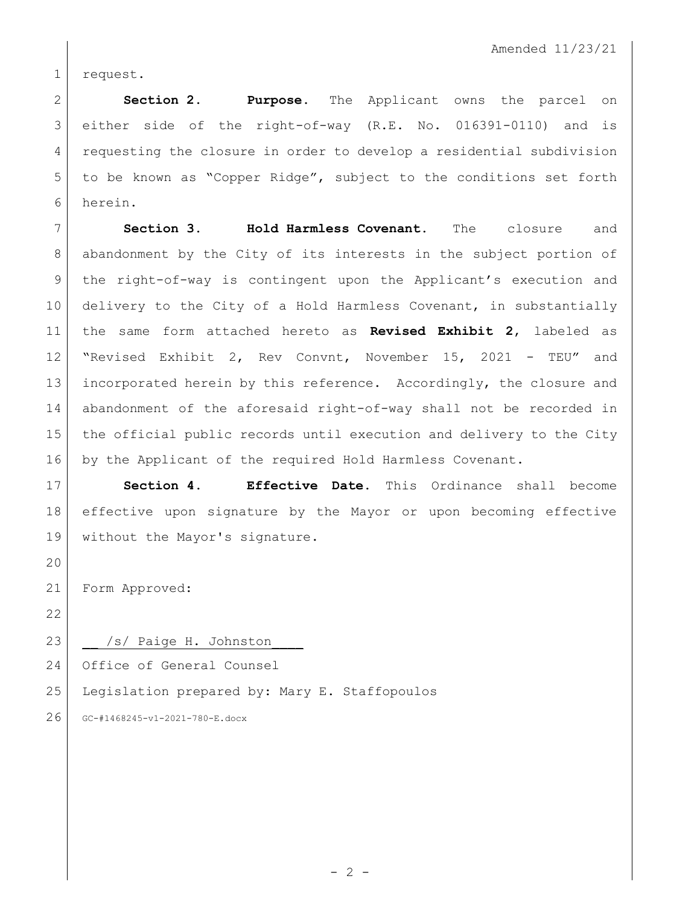Amended 11/23/21

request.

**Section 2. Purpose.** The Applicant owns the parcel on either side of the right-of-way (R.E. No. 016391-0110) and is requesting the closure in order to develop a residential subdivision to be known as "Copper Ridge", subject to the conditions set forth herein.

**Section 3. Hold Harmless Covenant.** The closure and abandonment by the City of its interests in the subject portion of the right-of-way is contingent upon the Applicant's execution and delivery to the City of a Hold Harmless Covenant, in substantially the same form attached hereto as **Revised Exhibit 2**, labeled as "Revised Exhibit 2, Rev Convnt, November 15, 2021 - TEU" and incorporated herein by this reference. Accordingly, the closure and abandonment of the aforesaid right-of-way shall not be recorded in the official public records until execution and delivery to the City by the Applicant of the required Hold Harmless Covenant.

**Section 4. Effective Date.** This Ordinance shall become effective upon signature by the Mayor or upon becoming effective without the Mayor's signature.

Form Approved:

/s/ Paige H. Johnston

Office of General Counsel

Legislation prepared by: Mary E. Staffopoulos

GC-#1468245-v1-2021-780-E.docx